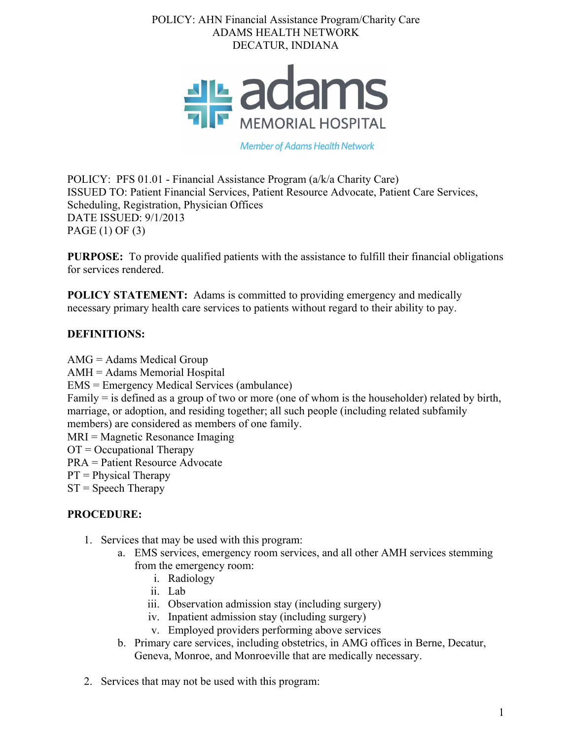POLICY: AHN Financial Assistance Program/Charity Care
ADAMS HEALTH NETWORK
DECATUR, INDIANA

adams
MEMORIAL HOSPITAL
*Member of Adams Health Network*

POLICY: PFS 01.01 - Financial Assistance Program (a/k/a Charity Care)
ISSUED TO: Patient Financial Services, Patient Resource Advocate, Patient Care Services, Scheduling, Registration, Physician Offices
DATE ISSUED: 9/1/2013
PAGE (1) OF (3)

**PURPOSE:** To provide qualified patients with the assistance to fulfill their financial obligations for services rendered.

**POLICY STATEMENT:** Adams is committed to providing emergency and medically necessary primary health care services to patients without regard to their ability to pay.

**DEFINITIONS:**

AMG = Adams Medical Group
AMH = Adams Memorial Hospital
EMS = Emergency Medical Services (ambulance)
Family = is defined as a group of two or more (one of whom is the householder) related by birth, marriage, or adoption, and residing together; all such people (including related subfamily members) are considered as members of one family.
MRI = Magnetic Resonance Imaging
OT = Occupational Therapy
PRA = Patient Resource Advocate
PT = Physical Therapy
ST = Speech Therapy

**PROCEDURE:**

1. Services that may be used with this program:
    a. EMS services, emergency room services, and all other AMH services stemming from the emergency room:
        i. Radiology
        ii. Lab
        iii. Observation admission stay (including surgery)
        iv. Inpatient admission stay (including surgery)
        v. Employed providers performing above services
    b. Primary care services, including obstetrics, in AMG offices in Berne, Decatur, Geneva, Monroe, and Monroeville that are medically necessary.

2. Services that may not be used with this program: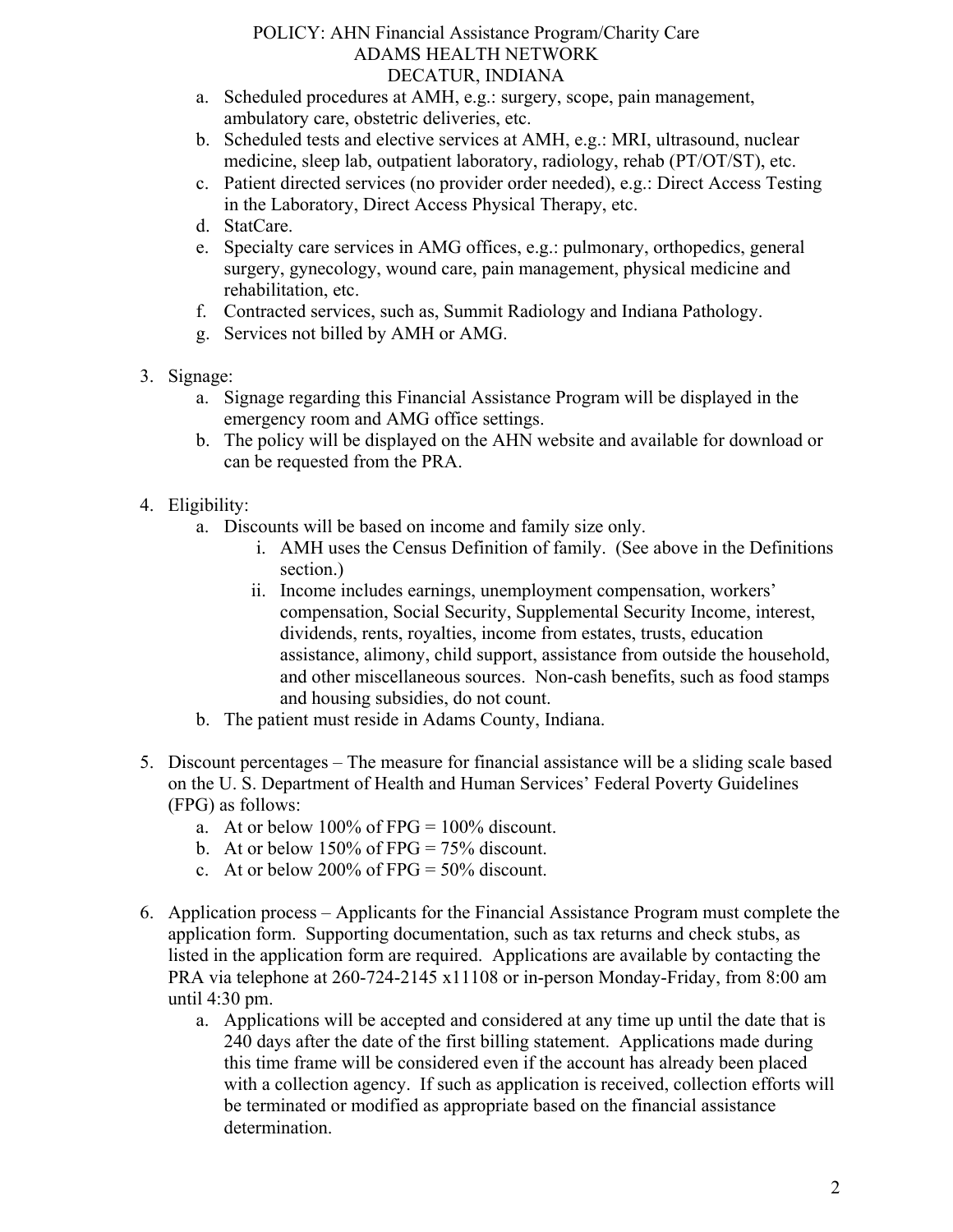a. Scheduled procedures at AMH, e.g.: surgery, scope, pain management, ambulatory care, obstetric deliveries, etc.
   b. Scheduled tests and elective services at AMH, e.g.: MRI, ultrasound, nuclear medicine, sleep lab, outpatient laboratory, radiology, rehab (PT/OT/ST), etc.
   c. Patient directed services (no provider order needed), e.g.: Direct Access Testing in the Laboratory, Direct Access Physical Therapy, etc.
   d. StatCare.
   e. Specialty care services in AMG offices, e.g.: pulmonary, orthopedics, general surgery, gynecology, wound care, pain management, physical medicine and rehabilitation, etc.
   f. Contracted services, such as, Summit Radiology and Indiana Pathology.
   g. Services not billed by AMH or AMG.

3. Signage:
   a. Signage regarding this Financial Assistance Program will be displayed in the emergency room and AMG office settings.
   b. The policy will be displayed on the AHN website and available for download or can be requested from the PRA.

4. Eligibility:
   a. Discounts will be based on income and family size only.
      i. AMH uses the Census Definition of family. (See above in the Definitions section.)
      ii. Income includes earnings, unemployment compensation, workers' compensation, Social Security, Supplemental Security Income, interest, dividends, rents, royalties, income from estates, trusts, education assistance, alimony, child support, assistance from outside the household, and other miscellaneous sources. Non-cash benefits, such as food stamps and housing subsidies, do not count.
   b. The patient must reside in Adams County, Indiana.

5. Discount percentages – The measure for financial assistance will be a sliding scale based on the U. S. Department of Health and Human Services' Federal Poverty Guidelines (FPG) as follows:
   a. At or below 100% of FPG = 100% discount.
   b. At or below 150% of FPG = 75% discount.
   c. At or below 200% of FPG = 50% discount.

6. Application process – Applicants for the Financial Assistance Program must complete the application form. Supporting documentation, such as tax returns and check stubs, as listed in the application form are required. Applications are available by contacting the PRA via telephone at 260-724-2145 x11108 or in-person Monday-Friday, from 8:00 am until 4:30 pm.
   a. Applications will be accepted and considered at any time up until the date that is 240 days after the date of the first billing statement. Applications made during this time frame will be considered even if the account has already been placed with a collection agency. If such as application is received, collection efforts will be terminated or modified as appropriate based on the financial assistance determination.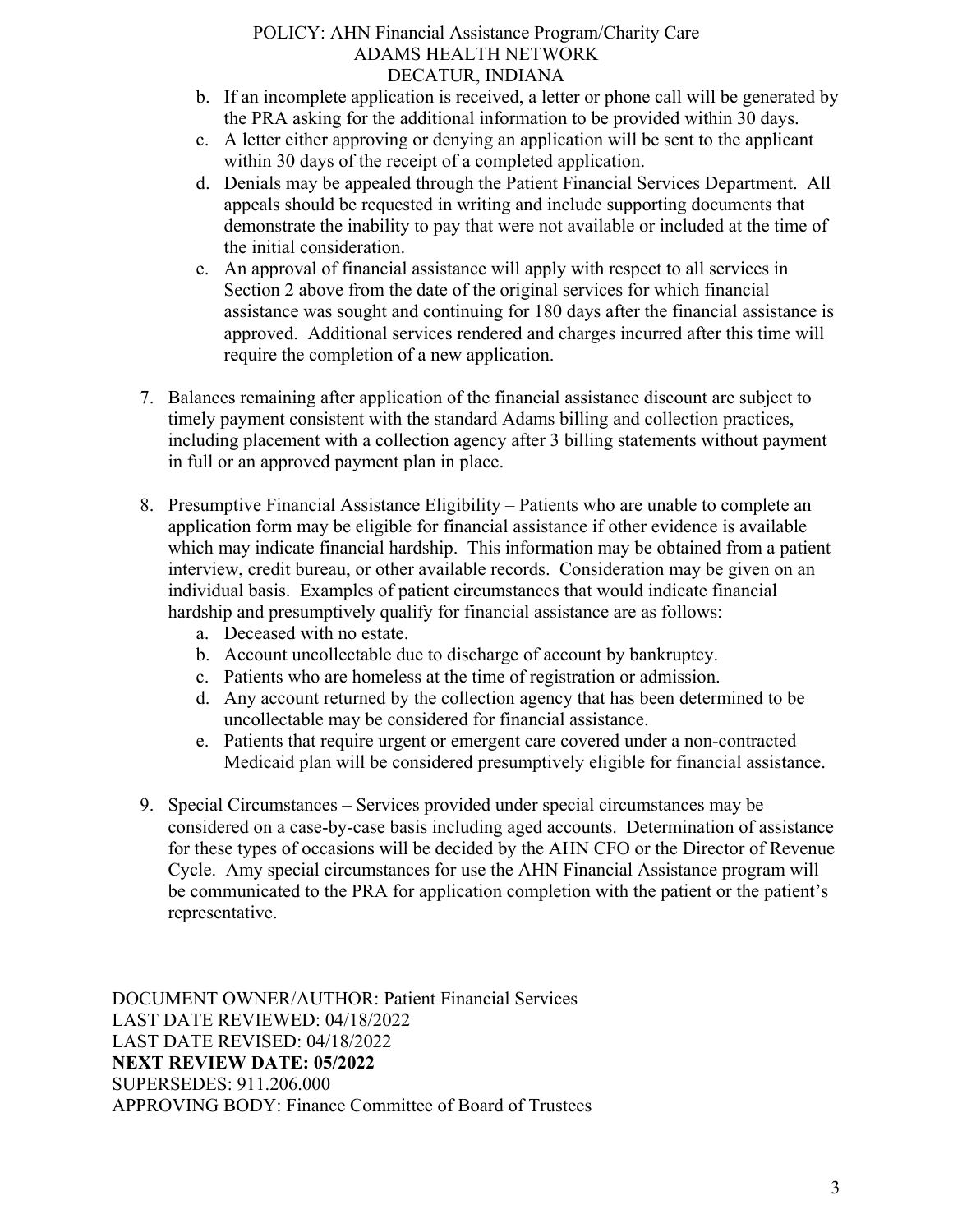b. If an incomplete application is received, a letter or phone call will be generated by the PRA asking for the additional information to be provided within 30 days.
c. A letter either approving or denying an application will be sent to the applicant within 30 days of the receipt of a completed application.
d. Denials may be appealed through the Patient Financial Services Department. All appeals should be requested in writing and include supporting documents that demonstrate the inability to pay that were not available or included at the time of the initial consideration.
e. An approval of financial assistance will apply with respect to all services in Section 2 above from the date of the original services for which financial assistance was sought and continuing for 180 days after the financial assistance is approved. Additional services rendered and charges incurred after this time will require the completion of a new application.

7. Balances remaining after application of the financial assistance discount are subject to timely payment consistent with the standard Adams billing and collection practices, including placement with a collection agency after 3 billing statements without payment in full or an approved payment plan in place.

8. Presumptive Financial Assistance Eligibility – Patients who are unable to complete an application form may be eligible for financial assistance if other evidence is available which may indicate financial hardship. This information may be obtained from a patient interview, credit bureau, or other available records. Consideration may be given on an individual basis. Examples of patient circumstances that would indicate financial hardship and presumptively qualify for financial assistance are as follows:
   a. Deceased with no estate.
   b. Account uncollectable due to discharge of account by bankruptcy.
   c. Patients who are homeless at the time of registration or admission.
   d. Any account returned by the collection agency that has been determined to be uncollectable may be considered for financial assistance.
   e. Patients that require urgent or emergent care covered under a non-contracted Medicaid plan will be considered presumptively eligible for financial assistance.

9. Special Circumstances – Services provided under special circumstances may be considered on a case-by-case basis including aged accounts. Determination of assistance for these types of occasions will be decided by the AHN CFO or the Director of Revenue Cycle. Amy special circumstances for use the AHN Financial Assistance program will be communicated to the PRA for application completion with the patient or the patient's representative.

DOCUMENT OWNER/AUTHOR: Patient Financial Services
LAST DATE REVIEWED: 04/18/2022
LAST DATE REVISED: 04/18/2022
**NEXT REVIEW DATE: 05/2022**
SUPERSEDES: 911.206.000
APPROVING BODY: Finance Committee of Board of Trustees